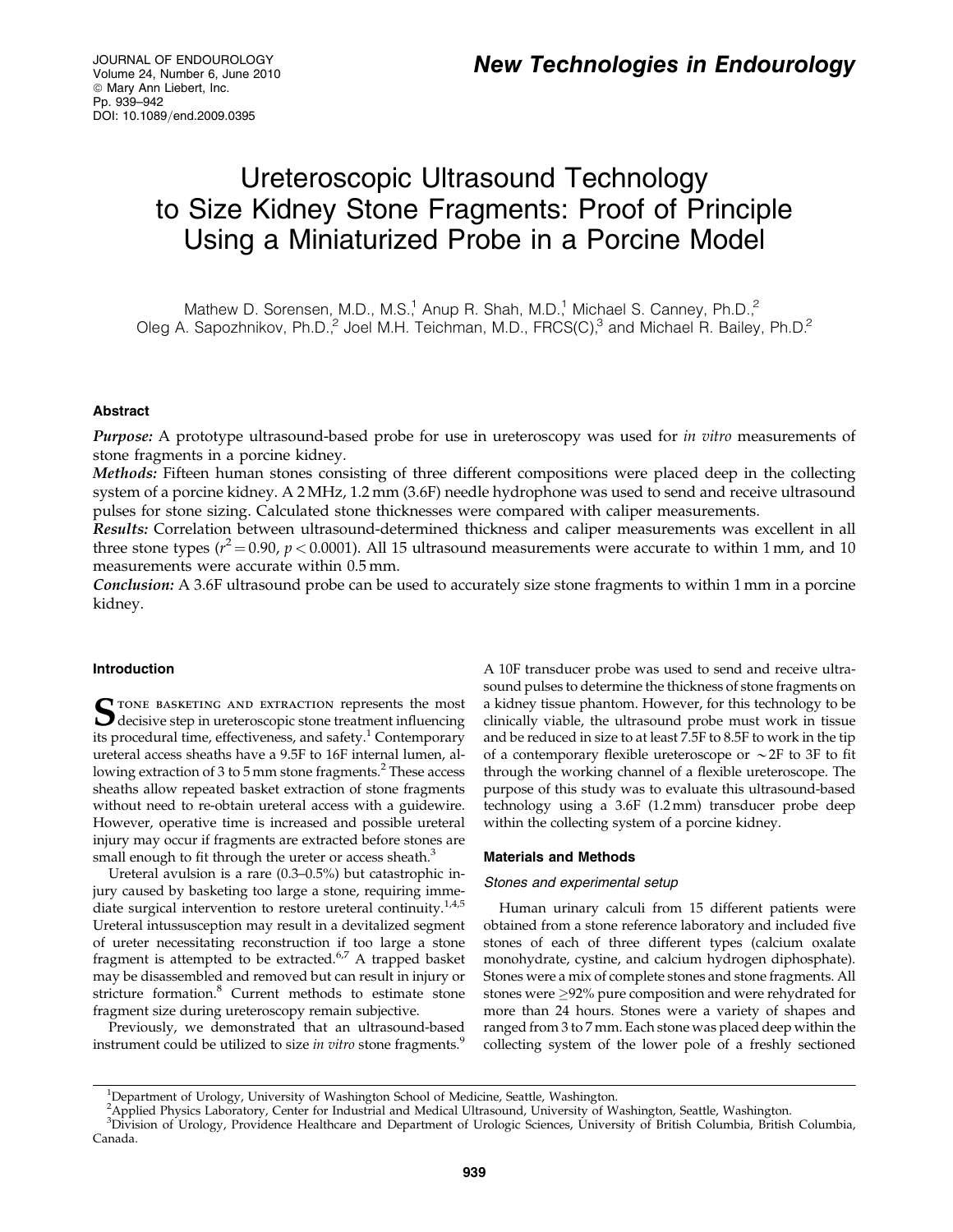New Technologies in Endourology

# Ureteroscopic Ultrasound Technology to Size Kidney Stone Fragments: Proof of Principle Using a Miniaturized Probe in a Porcine Model

Mathew D. Sorensen, M.D., M.S.,[1] Anup R. Shah, M.D.,[1] Michael S. Canney, Ph.D.,[2] Oleg A. Sapozhnikov, Ph.D.,[2] Joel M.H. Teichman, M.D., FRCS(C),[3] and Michael R. Bailey, Ph.D.[2]

## Abstract

***Purpose:*** A prototype ultrasound-based probe for use in ureteroscopy was used for *in vitro* measurements of stone fragments in a porcine kidney.

***Methods:*** Fifteen human stones consisting of three different compositions were placed deep in the collecting system of a porcine kidney. A 2 MHz, 1.2 mm (3.6F) needle hydrophone was used to send and receive ultrasound pulses for stone sizing. Calculated stone thicknesses were compared with caliper measurements.

***Results:*** Correlation between ultrasound-determined thickness and caliper measurements was excellent in all three stone types ($r^2 = 0.90$, $p < 0.0001$). All 15 ultrasound measurements were accurate to within 1 mm, and 10 measurements were accurate within 0.5 mm.

***Conclusion:*** A 3.6F ultrasound probe can be used to accurately size stone fragments to within 1 mm in a porcine kidney.

## Introduction

Stone basketing and extraction represents the most decisive step in ureteroscopic stone treatment influencing its procedural time, effectiveness, and safety.[1] Contemporary ureteral access sheaths have a 9.5F to 16F internal lumen, allowing extraction of 3 to 5 mm stone fragments.[2] These access sheaths allow repeated basket extraction of stone fragments without need to re-obtain ureteral access with a guidewire. However, operative time is increased and possible ureteral injury may occur if fragments are extracted before stones are small enough to fit through the ureter or access sheath.[3]

Ureteral avulsion is a rare (0.3–0.5%) but catastrophic injury caused by basketing too large a stone, requiring immediate surgical intervention to restore ureteral continuity.[1,4,5] Ureteral intussusception may result in a devitalized segment of ureter necessitating reconstruction if too large a stone fragment is attempted to be extracted.[6,7] A trapped basket may be disassembled and removed but can result in injury or stricture formation.[8] Current methods to estimate stone fragment size during ureteroscopy remain subjective.

Previously, we demonstrated that an ultrasound-based instrument could be utilized to size *in vitro* stone fragments.[9] A 10F transducer probe was used to send and receive ultrasound pulses to determine the thickness of stone fragments on a kidney tissue phantom. However, for this technology to be clinically viable, the ultrasound probe must work in tissue and be reduced in size to at least 7.5F to 8.5F to work in the tip of a contemporary flexible ureteroscope or ~2F to 3F to fit through the working channel of a flexible ureteroscope. The purpose of this study was to evaluate this ultrasound-based technology using a 3.6F (1.2 mm) transducer probe deep within the collecting system of a porcine kidney.

## Materials and Methods

### Stones and experimental setup

Human urinary calculi from 15 different patients were obtained from a stone reference laboratory and included five stones of each of three different types (calcium oxalate monohydrate, cystine, and calcium hydrogen diphosphate). Stones were a mix of complete stones and stone fragments. All stones were ≥92% pure composition and were rehydrated for more than 24 hours. Stones were a variety of shapes and ranged from 3 to 7 mm. Each stone was placed deep within the collecting system of the lower pole of a freshly sectioned

[1]Department of Urology, University of Washington School of Medicine, Seattle, Washington.
[2]Applied Physics Laboratory, Center for Industrial and Medical Ultrasound, University of Washington, Seattle, Washington.
[3]Division of Urology, Providence Healthcare and Department of Urologic Sciences, University of British Columbia, British Columbia, Canada.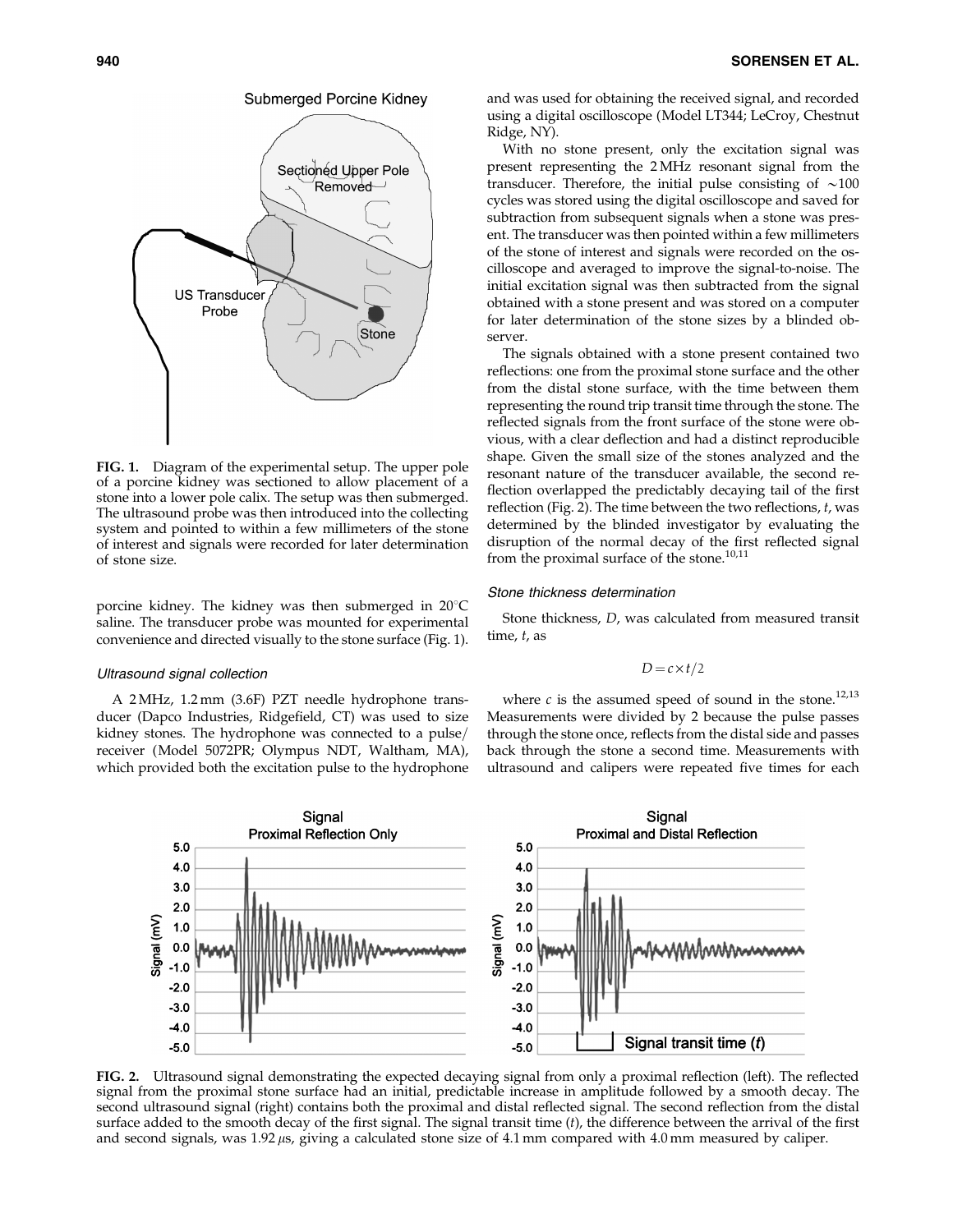FIG. 1. Diagram of the experimental setup. The upper pole of a porcine kidney was sectioned to allow placement of a stone into a lower pole calix. The setup was then submerged. The ultrasound probe was then introduced into the collecting system and pointed to within a few millimeters of the stone of interest and signals were recorded for later determination of stone size.

porcine kidney. The kidney was then submerged in 20°C saline. The transducer probe was mounted for experimental convenience and directed visually to the stone surface (Fig. 1).

#### Ultrasound signal collection

A 2 MHz, 1.2 mm (3.6F) PZT needle hydrophone transducer (Dapco Industries, Ridgefield, CT) was used to size kidney stones. The hydrophone was connected to a pulse/receiver (Model 5072PR; Olympus NDT, Waltham, MA), which provided both the excitation pulse to the hydrophone and was used for obtaining the received signal, and recorded using a digital oscilloscope (Model LT344; LeCroy, Chestnut Ridge, NY).

With no stone present, only the excitation signal was present representing the 2 MHz resonant signal from the transducer. Therefore, the initial pulse consisting of ~100 cycles was stored using the digital oscilloscope and saved for subtraction from subsequent signals when a stone was present. The transducer was then pointed within a few millimeters of the stone of interest and signals were recorded on the oscilloscope and averaged to improve the signal-to-noise. The initial excitation signal was then subtracted from the signal obtained with a stone present and was stored on a computer for later determination of the stone sizes by a blinded observer.

The signals obtained with a stone present contained two reflections: one from the proximal stone surface and the other from the distal stone surface, with the time between them representing the round trip transit time through the stone. The reflected signals from the front surface of the stone were obvious, with a clear deflection and had a distinct reproducible shape. Given the small size of the stones analyzed and the resonant nature of the transducer available, the second reflection overlapped the predictably decaying tail of the first reflection (Fig. 2). The time between the two reflections, *t*, was determined by the blinded investigator by evaluating the disruption of the normal decay of the first reflected signal from the proximal surface of the stone.[10,11]

#### Stone thickness determination

Stone thickness, *D*, was calculated from measured transit time, *t*, as

$$D = c \times t/2$$

where *c* is the assumed speed of sound in the stone.[12,13] Measurements were divided by 2 because the pulse passes through the stone once, reflects from the distal side and passes back through the stone a second time. Measurements with ultrasound and calipers were repeated five times for each

FIG. 2. Ultrasound signal demonstrating the expected decaying signal from only a proximal reflection (left). The reflected signal from the proximal stone surface had an initial, predictable increase in amplitude followed by a smooth decay. The second ultrasound signal (right) contains both the proximal and distal reflected signal. The second reflection from the distal surface added to the smooth decay of the first signal. The signal transit time (*t*), the difference between the arrival of the first and second signals, was 1.92 $\mu$s, giving a calculated stone size of 4.1 mm compared with 4.0 mm measured by caliper.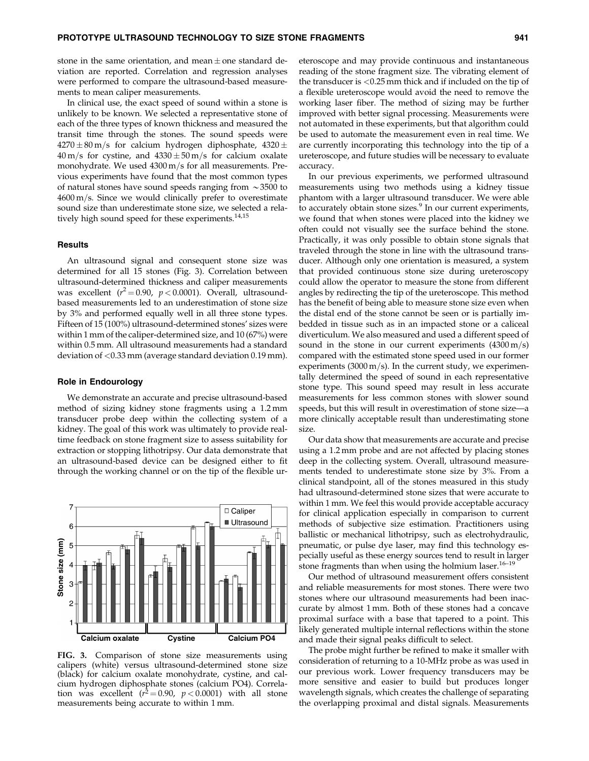stone in the same orientation, and mean ± one standard deviation are reported. Correlation and regression analyses were performed to compare the ultrasound-based measurements to mean caliper measurements.

In clinical use, the exact speed of sound within a stone is unlikely to be known. We selected a representative stone of each of the three types of known thickness and measured the transit time through the stones. The sound speeds were 4270 ± 80 m/s for calcium hydrogen diphosphate, 4320 ± 40 m/s for cystine, and 4330 ± 50 m/s for calcium oxalate monohydrate. We used 4300 m/s for all measurements. Previous experiments have found that the most common types of natural stones have sound speeds ranging from ~3500 to 4600 m/s. Since we would clinically prefer to overestimate sound size than underestimate stone size, we selected a relatively high sound speed for these experiments.[14,15]

### Results

An ultrasound signal and consequent stone size was determined for all 15 stones (Fig. 3). Correlation between ultrasound-determined thickness and caliper measurements was excellent ($r^2 = 0.90$, $p < 0.0001$). Overall, ultrasound-based measurements led to an underestimation of stone size by 3% and performed equally well in all three stone types. Fifteen of 15 (100%) ultrasound-determined stones' sizes were within 1 mm of the caliper-determined size, and 10 (67%) were within 0.5 mm. All ultrasound measurements had a standard deviation of <0.33 mm (average standard deviation 0.19 mm).

### Role in Endourology

We demonstrate an accurate and precise ultrasound-based method of sizing kidney stone fragments using a 1.2 mm transducer probe deep within the collecting system of a kidney. The goal of this work was ultimately to provide real-time feedback on stone fragment size to assess suitability for extraction or stopping lithotripsy. Our data demonstrate that an ultrasound-based device can be designed either to fit through the working channel or on the tip of the flexible ureteroscope and may provide continuous and instantaneous reading of the stone fragment size. The vibrating element of the transducer is <0.25 mm thick and if included on the tip of a flexible ureteroscope would avoid the need to remove the working laser fiber. The method of sizing may be further improved with better signal processing. Measurements were not automated in these experiments, but that algorithm could be used to automate the measurement even in real time. We are currently incorporating this technology into the tip of a ureteroscope, and future studies will be necessary to evaluate accuracy.

FIG. 3. Comparison of stone size measurements using calipers (white) versus ultrasound-determined stone size (black) for calcium oxalate monohydrate, cystine, and calcium hydrogen diphosphate stones (calcium PO4). Correlation was excellent ($r^2 = 0.90$, $p < 0.0001$) with all stone measurements being accurate to within 1 mm.

In our previous experiments, we performed ultrasound measurements using two methods using a kidney tissue phantom with a larger ultrasound transducer. We were able to accurately obtain stone sizes.[9] In our current experiments, we found that when stones were placed into the kidney we often could not visually see the surface behind the stone. Practically, it was only possible to obtain stone signals that traveled through the stone in line with the ultrasound transducer. Although only one orientation is measured, a system that provided continuous stone size during ureteroscopy could allow the operator to measure the stone from different angles by redirecting the tip of the ureteroscope. This method has the benefit of being able to measure stone size even when the distal end of the stone cannot be seen or is partially imbedded in tissue such as in an impacted stone or a caliceal diverticulum. We also measured and used a different speed of sound in the stone in our current experiments (4300 m/s) compared with the estimated stone speed used in our former experiments (3000 m/s). In the current study, we experimentally determined the speed of sound in each representative stone type. This sound speed may result in less accurate measurements for less common stones with slower sound speeds, but this will result in overestimation of stone size—a more clinically acceptable result than underestimating stone size.

Our data show that measurements are accurate and precise using a 1.2 mm probe and are not affected by placing stones deep in the collecting system. Overall, ultrasound measurements tended to underestimate stone size by 3%. From a clinical standpoint, all of the stones measured in this study had ultrasound-determined stone sizes that were accurate to within 1 mm. We feel this would provide acceptable accuracy for clinical application especially in comparison to current methods of subjective size estimation. Practitioners using ballistic or mechanical lithotripsy, such as electrohydraulic, pneumatic, or pulse dye laser, may find this technology especially useful as these energy sources tend to result in larger stone fragments than when using the holmium laser.[16–19]

Our method of ultrasound measurement offers consistent and reliable measurements for most stones. There were two stones where our ultrasound measurements had been inaccurate by almost 1 mm. Both of these stones had a concave proximal surface with a base that tapered to a point. This likely generated multiple internal reflections within the stone and made their signal peaks difficult to select.

The probe might further be refined to make it smaller with consideration of returning to a 10-MHz probe as was used in our previous work. Lower frequency transducers may be more sensitive and easier to build but produces longer wavelength signals, which creates the challenge of separating the overlapping proximal and distal signals. Measurements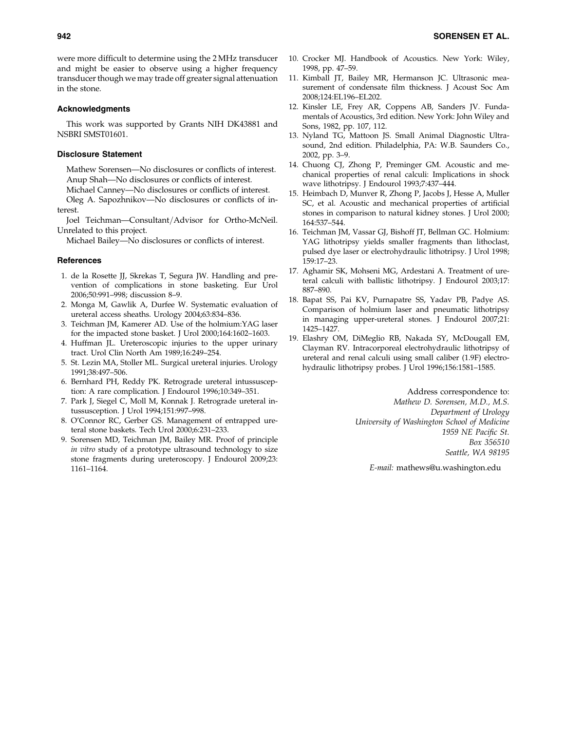were more difficult to determine using the 2 MHz transducer and might be easier to observe using a higher frequency transducer though we may trade off greater signal attenuation in the stone.

### Acknowledgments

This work was supported by Grants NIH DK43881 and NSBRI SMST01601.

### Disclosure Statement

Mathew Sorensen—No disclosures or conflicts of interest.
Anup Shah—No disclosures or conflicts of interest.
Michael Canney—No disclosures or conflicts of interest.
Oleg A. Sapozhnikov—No disclosures or conflicts of interest.
Joel Teichman—Consultant/Advisor for Ortho-McNeil. Unrelated to this project.
Michael Bailey—No disclosures or conflicts of interest.

### References

1. de la Rosette JJ, Skrekas T, Segura JW. Handling and prevention of complications in stone basketing. Eur Urol 2006;50:991–998; discussion 8–9.
2. Monga M, Gawlik A, Durfee W. Systematic evaluation of ureteral access sheaths. Urology 2004;63:834–836.
3. Teichman JM, Kamerer AD. Use of the holmium:YAG laser for the impacted stone basket. J Urol 2000;164:1602–1603.
4. Huffman JL. Ureteroscopic injuries to the upper urinary tract. Urol Clin North Am 1989;16:249–254.
5. St. Lezin MA, Stoller ML. Surgical ureteral injuries. Urology 1991;38:497–506.
6. Bernhard PH, Reddy PK. Retrograde ureteral intussusception: A rare complication. J Endourol 1996;10:349–351.
7. Park J, Siegel C, Moll M, Konnak J. Retrograde ureteral intussusception. J Urol 1994;151:997–998.
8. O'Connor RC, Gerber GS. Management of entrapped ureteral stone baskets. Tech Urol 2000;6:231–233.
9. Sorensen MD, Teichman JM, Bailey MR. Proof of principle *in vitro* study of a prototype ultrasound technology to size stone fragments during ureteroscopy. J Endourol 2009;23: 1161–1164.
10. Crocker MJ. Handbook of Acoustics. New York: Wiley, 1998, pp. 47–59.
11. Kimball JT, Bailey MR, Hermanson JC. Ultrasonic measurement of condensate film thickness. J Acoust Soc Am 2008;124:EL196–EL202.
12. Kinsler LE, Frey AR, Coppens AB, Sanders JV. Fundamentals of Acoustics, 3rd edition. New York: John Wiley and Sons, 1982, pp. 107, 112.
13. Nyland TG, Mattoon JS. Small Animal Diagnostic Ultrasound, 2nd edition. Philadelphia, PA: W.B. Saunders Co., 2002, pp. 3–9.
14. Chuong CJ, Zhong P, Preminger GM. Acoustic and mechanical properties of renal calculi: Implications in shock wave lithotripsy. J Endourol 1993;7:437–444.
15. Heimbach D, Munver R, Zhong P, Jacobs J, Hesse A, Muller SC, et al. Acoustic and mechanical properties of artificial stones in comparison to natural kidney stones. J Urol 2000; 164:537–544.
16. Teichman JM, Vassar GJ, Bishoff JT, Bellman GC. Holmium: YAG lithotripsy yields smaller fragments than lithoclast, pulsed dye laser or electrohydraulic lithotripsy. J Urol 1998; 159:17–23.
17. Aghamir SK, Mohseni MG, Ardestani A. Treatment of ureteral calculi with ballistic lithotripsy. J Endourol 2003;17: 887–890.
18. Bapat SS, Pai KV, Purnapatre SS, Yadav PB, Padye AS. Comparison of holmium laser and pneumatic lithotripsy in managing upper-ureteral stones. J Endourol 2007;21: 1425–1427.
19. Elashry OM, DiMeglio RB, Nakada SY, McDougall EM, Clayman RV. Intracorporeal electrohydraulic lithotripsy of ureteral and renal calculi using small caliber (1.9F) electrohydraulic lithotripsy probes. J Urol 1996;156:1581–1585.

Address correspondence to:
*Mathew D. Sorensen, M.D., M.S.*
*Department of Urology*
*University of Washington School of Medicine*
*1959 NE Pacific St.*
*Box 356510*
*Seattle, WA 98195*

*E-mail:* mathews@u.washington.edu